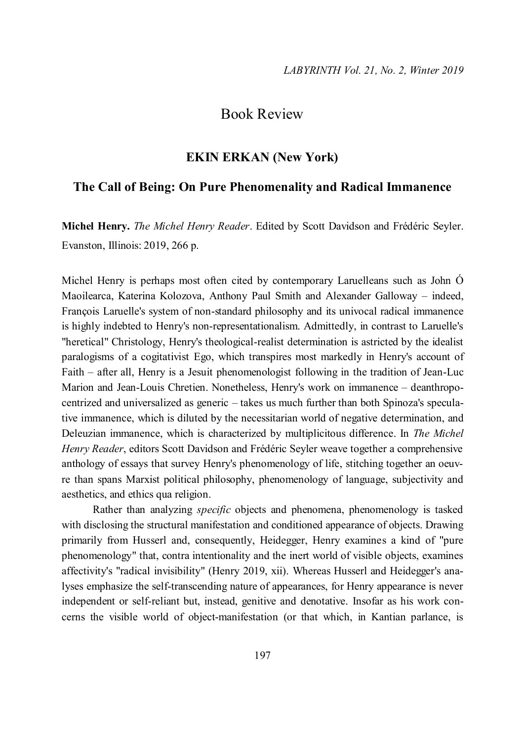# Book Review

## EKIN ERKAN (New York)

## The Call of Being: On Pure Phenomenality and Radical Immanence

**Michel Henry.** *The Michel Henry Reader*. Edited by Scott Davidson and Frédéric Seyler. Evanston, Illinois: 2019, 266 p.

Michel Henry is perhaps most often cited by contemporary Laruelleans such as John Ó Maoilearca, Katerina Kolozova, Anthony Paul Smith and Alexander Galloway – indeed, François Laruelle's system of non-standard philosophy and its univocal radical immanence is highly indebted to Henry's non-representationalism. Admittedly, in contrast to Laruelle's "heretical" Christology, Henry's theological-realist determination is astricted by the idealist paralogisms of a cogitativist Ego, which transpires most markedly in Henry's account of Faith – after all, Henry is a Jesuit phenomenologist following in the tradition of Jean-Luc Marion and Jean-Louis Chretien. Nonetheless, Henry's work on immanence – deanthropocentrized and universalized as generic – takes us much further than both Spinoza's speculative immanence, which is diluted by the necessitarian world of negative determination, and Deleuzian immanence, which is characterized by multiplicitous difference. In *The Michel Henry Reader*, editors Scott Davidson and Frédéric Seyler weave together a comprehensive anthology of essays that survey Henry's phenomenology of life, stitching together an oeuvre than spans Marxist political philosophy, phenomenology of language, subjectivity and aesthetics, and ethics qua religion.

Rather than analyzing *specific* objects and phenomena, phenomenology is tasked with disclosing the structural manifestation and conditioned appearance of objects. Drawing primarily from Husserl and, consequently, Heidegger, Henry examines a kind of "pure phenomenology" that, contra intentionality and the inert world of visible objects, examines affectivity's "radical invisibility" (Henry 2019, xii). Whereas Husserl and Heidegger's analyses emphasize the self-transcending nature of appearances, for Henry appearance is never independent or self-reliant but, instead, genitive and denotative. Insofar as his work concerns the visible world of object-manifestation (or that which, in Kantian parlance, is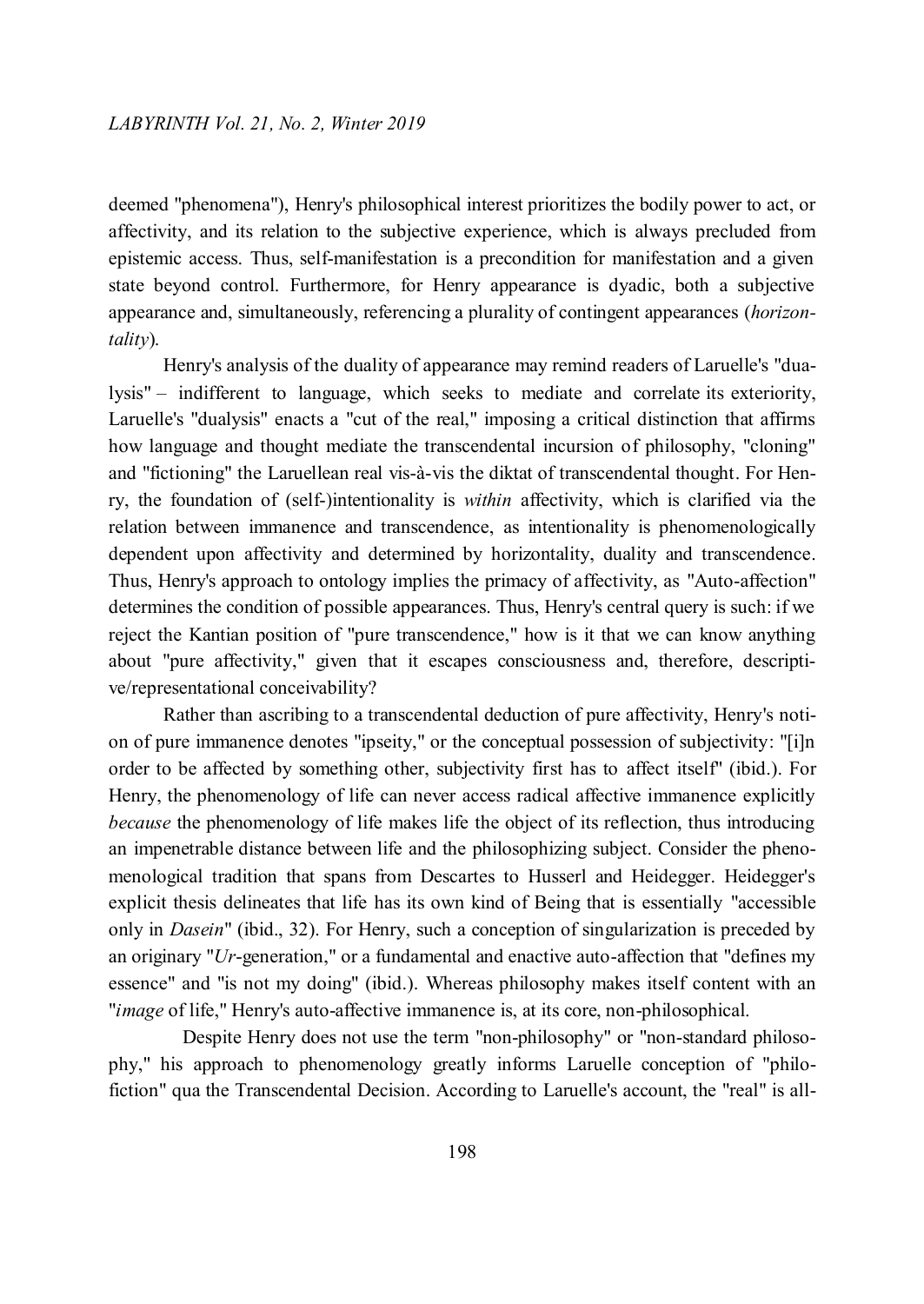deemed "phenomena"), Henry's philosophical interest prioritizes the bodily power to act, or affectivity, and its relation to the subjective experience, which is always precluded from epistemic access. Thus, self-manifestation is a precondition for manifestation and a given state beyond control. Furthermore, for Henry appearance is dyadic, both a subjective appearance and, simultaneously, referencing a plurality of contingent appearances (*horizontality*).

Henry's analysis of the duality of appearance may remind readers of Laruelle's "dualysis" – indifferent to language, which seeks to mediate and correlate its exteriority, Laruelle's "dualysis" enacts a "cut of the real," imposing a critical distinction that affirms how language and thought mediate the transcendental incursion of philosophy, "cloning" and "fictioning" the Laruellean real vis-à-vis the diktat of transcendental thought. For Henry, the foundation of (self-)intentionality is *within* affectivity, which is clarified via the relation between immanence and transcendence, as intentionality is phenomenologically dependent upon affectivity and determined by horizontality, duality and transcendence. Thus, Henry's approach to ontology implies the primacy of affectivity, as "Auto-affection" determines the condition of possible appearances. Thus, Henry's central query is such: if we reject the Kantian position of "pure transcendence," how is it that we can know anything about "pure affectivity," given that it escapes consciousness and, therefore, descriptive/representational conceivability?

Rather than ascribing to a transcendental deduction of pure affectivity, Henry's notion of pure immanence denotes "ipseity," or the conceptual possession of subjectivity: "[i]n order to be affected by something other, subjectivity first has to affect itself" (ibid.). For Henry, the phenomenology of life can never access radical affective immanence explicitly *because* the phenomenology of life makes life the object of its reflection, thus introducing an impenetrable distance between life and the philosophizing subject. Consider the phenomenological tradition that spans from Descartes to Husserl and Heidegger. Heidegger's explicit thesis delineates that life has its own kind of Being that is essentially "accessible only in *Dasein*" (ibid., 32). For Henry, such a conception of singularization is preceded by an originary "*Ur*-generation," or a fundamental and enactive auto-affection that "defines my essence" and "is not my doing" (ibid.). Whereas philosophy makes itself content with an "*image* of life," Henry's auto-affective immanence is, at its core, non-philosophical.

Despite Henry does not use the term "non-philosophy" or "non-standard philosophy," his approach to phenomenology greatly informs Laruelle conception of "philofiction" qua the Transcendental Decision. According to Laruelle's account, the "real" is all-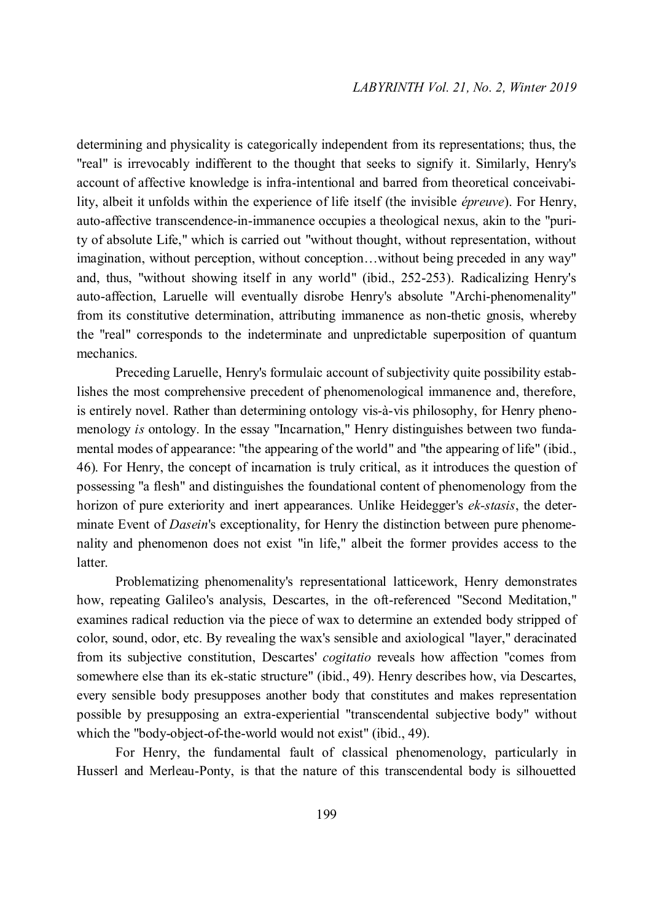determining and physicality is categorically independent from its representations; thus, the "real" is irrevocably indifferent to the thought that seeks to signify it. Similarly, Henry's account of affective knowledge is infra-intentional and barred from theoretical conceivability, albeit it unfolds within the experience of life itself (the invisible *épreuve*). For Henry, auto-affective transcendence-in-immanence occupies a theological nexus, akin to the "purity of absolute Life," which is carried out "without thought, without representation, without imagination, without perception, without conception…without being preceded in any way" and, thus, "without showing itself in any world" (ibid., 252-253). Radicalizing Henry's auto-affection, Laruelle will eventually disrobe Henry's absolute "Archi-phenomenality" from its constitutive determination, attributing immanence as non-thetic gnosis, whereby the "real" corresponds to the indeterminate and unpredictable superposition of quantum mechanics.

Preceding Laruelle, Henry's formulaic account of subjectivity quite possibility establishes the most comprehensive precedent of phenomenological immanence and, therefore, is entirely novel. Rather than determining ontology vis-à-vis philosophy, for Henry phenomenology *is* ontology. In the essay "Incarnation," Henry distinguishes between two fundamental modes of appearance: "the appearing of the world" and "the appearing of life" (ibid., 46). For Henry, the concept of incarnation is truly critical, as it introduces the question of possessing "a flesh" and distinguishes the foundational content of phenomenology from the horizon of pure exteriority and inert appearances. Unlike Heidegger's *ek-stasis*, the determinate Event of *Dasein*'s exceptionality, for Henry the distinction between pure phenomenality and phenomenon does not exist "in life," albeit the former provides access to the latter.

Problematizing phenomenality's representational latticework, Henry demonstrates how, repeating Galileo's analysis, Descartes, in the oft-referenced "Second Meditation," examines radical reduction via the piece of wax to determine an extended body stripped of color, sound, odor, etc. By revealing the wax's sensible and axiological "layer," deracinated from its subjective constitution, Descartes' *cogitatio* reveals how affection "comes from somewhere else than its ek-static structure" (ibid., 49). Henry describes how, via Descartes, every sensible body presupposes another body that constitutes and makes representation possible by presupposing an extra-experiential "transcendental subjective body" without which the "body-object-of-the-world would not exist" (ibid., 49).

For Henry, the fundamental fault of classical phenomenology, particularly in Husserl and Merleau-Ponty, is that the nature of this transcendental body is silhouetted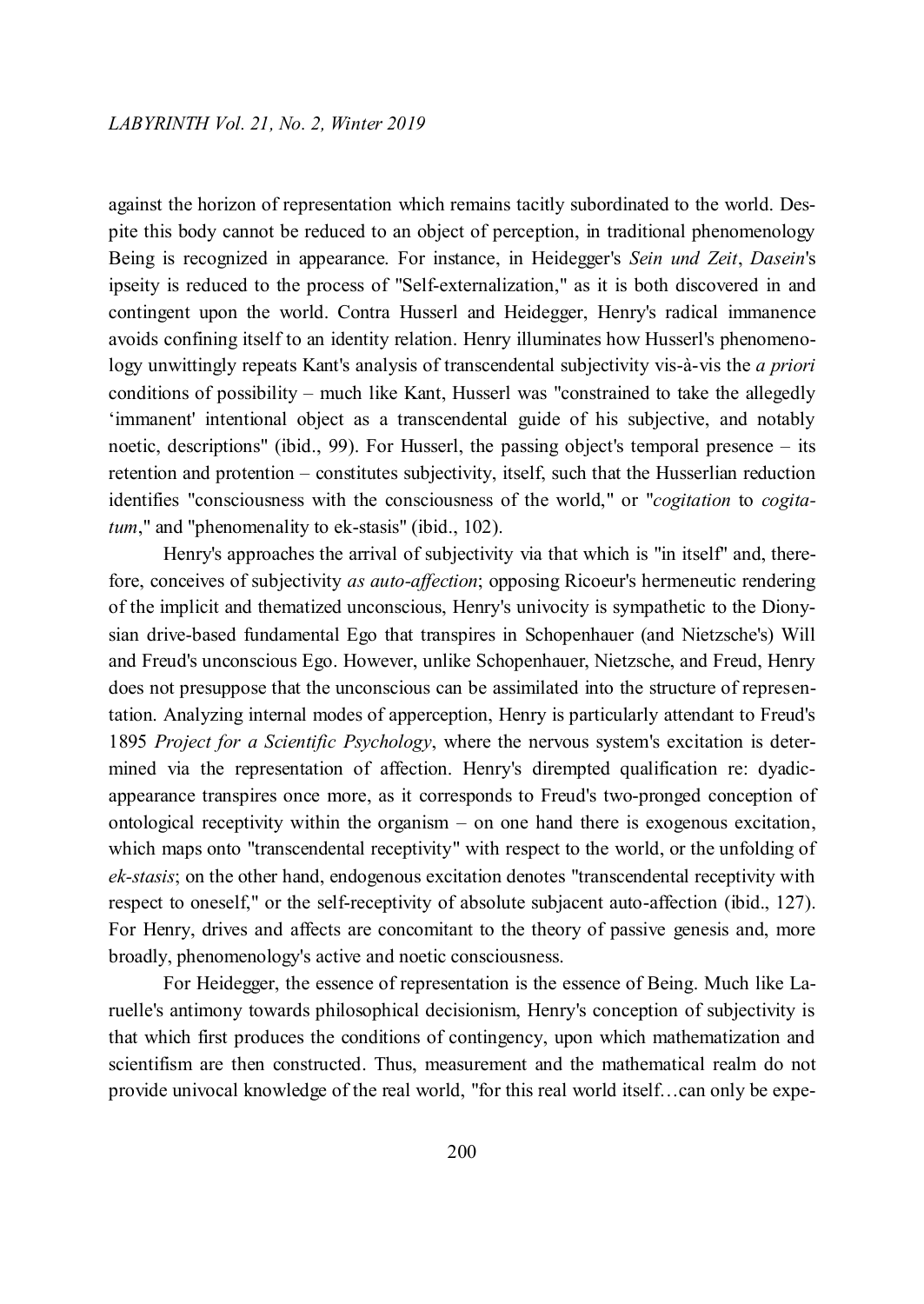against the horizon of representation which remains tacitly subordinated to the world. Despite this body cannot be reduced to an object of perception, in traditional phenomenology Being is recognized in appearance. For instance, in Heidegger's *Sein und Zeit*, *Dasein*'s ipseity is reduced to the process of "Self-externalization," as it is both discovered in and contingent upon the world. Contra Husserl and Heidegger, Henry's radical immanence avoids confining itself to an identity relation. Henry illuminates how Husserl's phenomenology unwittingly repeats Kant's analysis of transcendental subjectivity vis-à-vis the *a priori* conditions of possibility – much like Kant, Husserl was "constrained to take the allegedly 'immanent' intentional object as a transcendental guide of his subjective, and notably noetic, descriptions" (ibid., 99). For Husserl, the passing object's temporal presence – its retention and protention – constitutes subjectivity, itself, such that the Husserlian reduction identifies "consciousness with the consciousness of the world," or "*cogitation* to *cogitatum*," and "phenomenality to ek-stasis" (ibid., 102).

Henry's approaches the arrival of subjectivity via that which is "in itself" and, therefore, conceives of subjectivity *as auto-affection*; opposing Ricoeur's hermeneutic rendering of the implicit and thematized unconscious, Henry's univocity is sympathetic to the Dionysian drive-based fundamental Ego that transpires in Schopenhauer (and Nietzsche's) Will and Freud's unconscious Ego. However, unlike Schopenhauer, Nietzsche, and Freud, Henry does not presuppose that the unconscious can be assimilated into the structure of representation. Analyzing internal modes of apperception, Henry is particularly attendant to Freud's 1895 *Project for a Scientific Psychology*, where the nervous system's excitation is determined via the representation of affection. Henry's dirempted qualification re: dyadic-appearance transpires once more, as it corresponds to Freud's two-pronged conception of ontological receptivity within the organism – on one hand there is exogenous excitation, which maps onto "transcendental receptivity" with respect to the world, or the unfolding of *ek-stasis*; on the other hand, endogenous excitation denotes "transcendental receptivity with respect to oneself," or the self-receptivity of absolute subjacent auto-affection (ibid., 127). For Henry, drives and affects are concomitant to the theory of passive genesis and, more broadly, phenomenology's active and noetic consciousness.

For Heidegger, the essence of representation is the essence of Being. Much like Laruelle's antimony towards philosophical decisionism, Henry's conception of subjectivity is that which first produces the conditions of contingency, upon which mathematization and scientifism are then constructed. Thus, measurement and the mathematical realm do not provide univocal knowledge of the real world, "for this real world itself…can only be expe-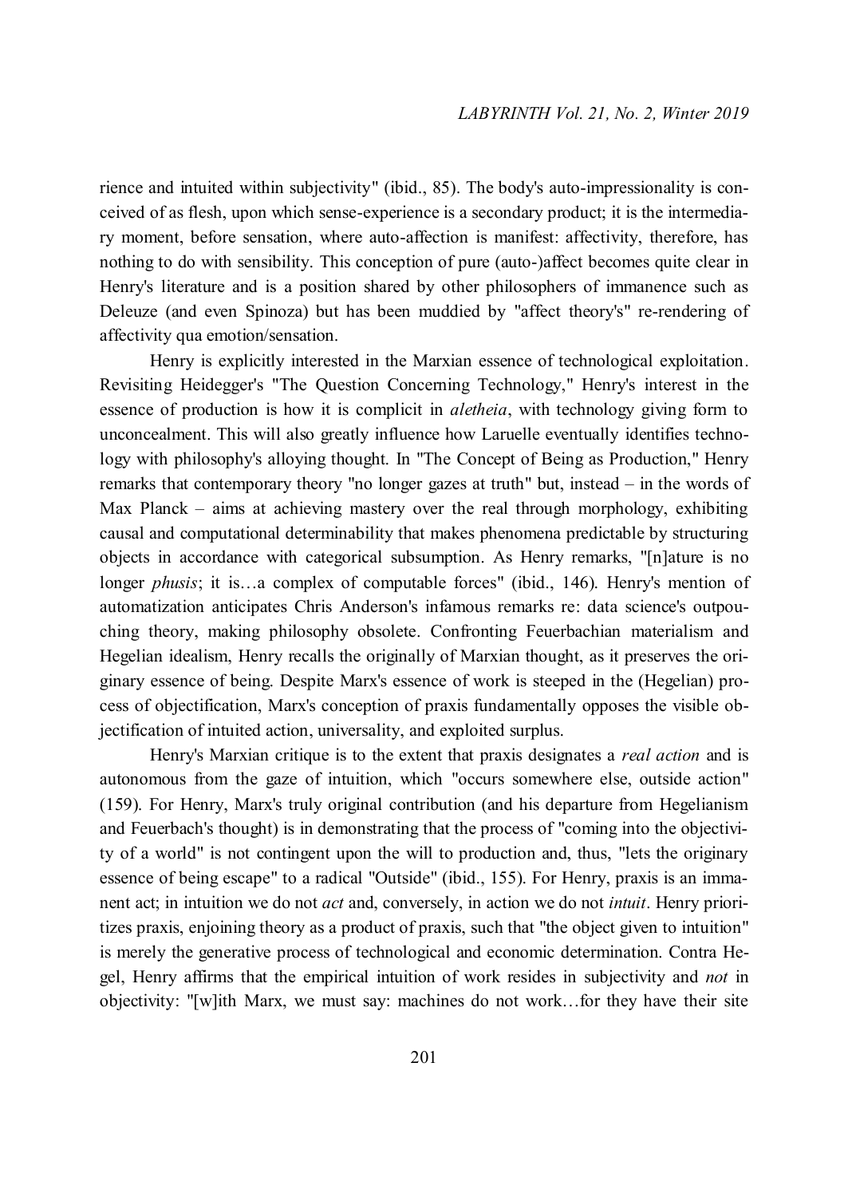rience and intuited within subjectivity" (ibid., 85). The body's auto-impressionality is conceived of as flesh, upon which sense-experience is a secondary product; it is the intermediary moment, before sensation, where auto-affection is manifest: affectivity, therefore, has nothing to do with sensibility. This conception of pure (auto-)affect becomes quite clear in Henry's literature and is a position shared by other philosophers of immanence such as Deleuze (and even Spinoza) but has been muddied by "affect theory's" re-rendering of affectivity qua emotion/sensation.

Henry is explicitly interested in the Marxian essence of technological exploitation. Revisiting Heidegger's "The Question Concerning Technology," Henry's interest in the essence of production is how it is complicit in *aletheia*, with technology giving form to unconcealment. This will also greatly influence how Laruelle eventually identifies technology with philosophy's alloying thought. In "The Concept of Being as Production," Henry remarks that contemporary theory "no longer gazes at truth" but, instead – in the words of Max Planck – aims at achieving mastery over the real through morphology, exhibiting causal and computational determinability that makes phenomena predictable by structuring objects in accordance with categorical subsumption. As Henry remarks, "[n]ature is no longer *phusis*; it is…a complex of computable forces" (ibid., 146). Henry's mention of automatization anticipates Chris Anderson's infamous remarks re: data science's outpouching theory, making philosophy obsolete. Confronting Feuerbachian materialism and Hegelian idealism, Henry recalls the originally of Marxian thought, as it preserves the originary essence of being. Despite Marx's essence of work is steeped in the (Hegelian) process of objectification, Marx's conception of praxis fundamentally opposes the visible objectification of intuited action, universality, and exploited surplus.

Henry's Marxian critique is to the extent that praxis designates a *real action* and is autonomous from the gaze of intuition, which "occurs somewhere else, outside action" (159). For Henry, Marx's truly original contribution (and his departure from Hegelianism and Feuerbach's thought) is in demonstrating that the process of "coming into the objectivity of a world" is not contingent upon the will to production and, thus, "lets the originary essence of being escape" to a radical "Outside" (ibid., 155). For Henry, praxis is an immanent act; in intuition we do not *act* and, conversely, in action we do not *intuit*. Henry prioritizes praxis, enjoining theory as a product of praxis, such that "the object given to intuition" is merely the generative process of technological and economic determination. Contra Hegel, Henry affirms that the empirical intuition of work resides in subjectivity and *not* in objectivity: "[w]ith Marx, we must say: machines do not work…for they have their site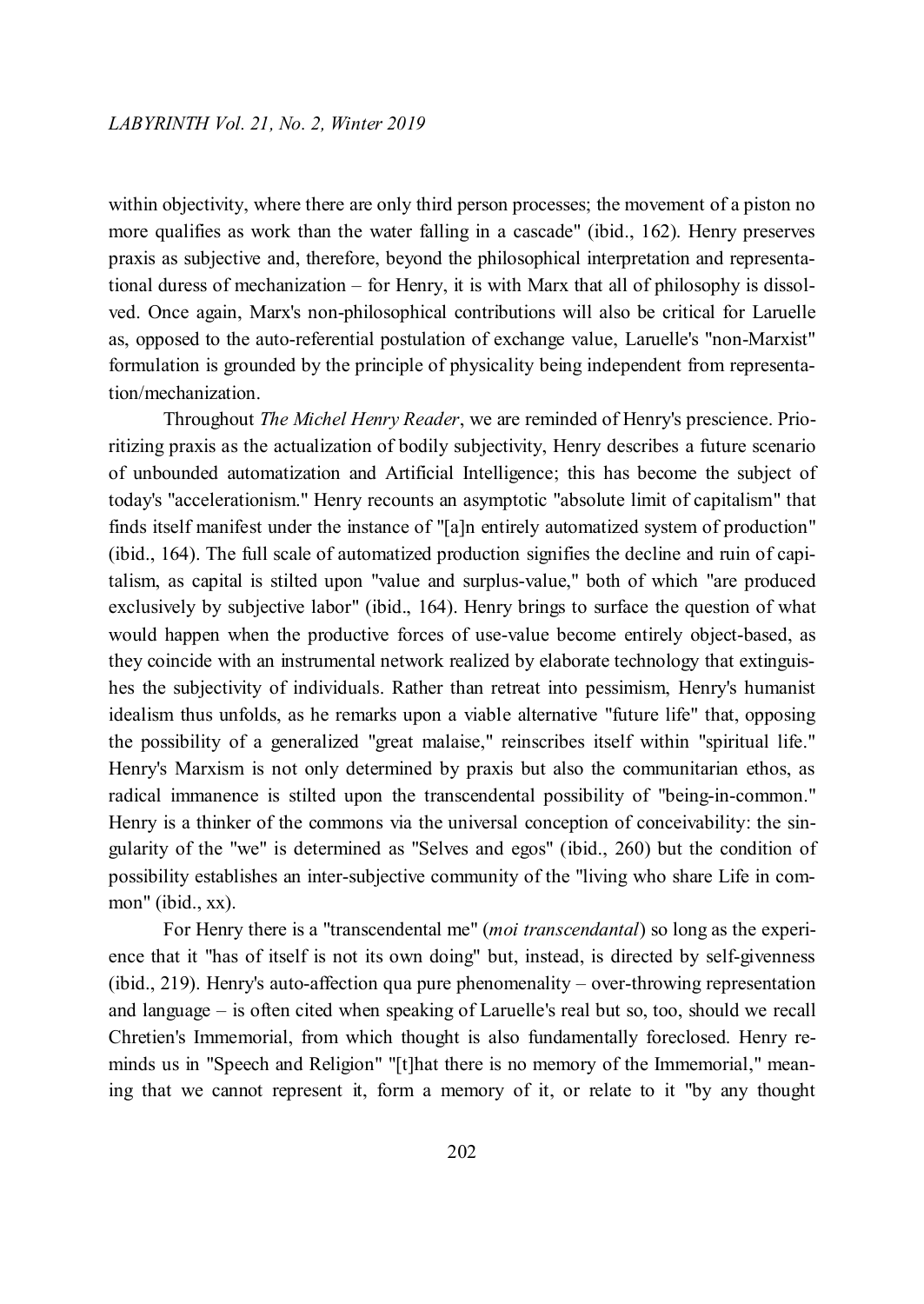within objectivity, where there are only third person processes; the movement of a piston no more qualifies as work than the water falling in a cascade" (ibid., 162). Henry preserves praxis as subjective and, therefore, beyond the philosophical interpretation and representational duress of mechanization – for Henry, it is with Marx that all of philosophy is dissolved. Once again, Marx's non-philosophical contributions will also be critical for Laruelle as, opposed to the auto-referential postulation of exchange value, Laruelle's "non-Marxist" formulation is grounded by the principle of physicality being independent from representation/mechanization.

Throughout *The Michel Henry Reader*, we are reminded of Henry's prescience. Prioritizing praxis as the actualization of bodily subjectivity, Henry describes a future scenario of unbounded automatization and Artificial Intelligence; this has become the subject of today's "accelerationism." Henry recounts an asymptotic "absolute limit of capitalism" that finds itself manifest under the instance of "[a]n entirely automatized system of production" (ibid., 164). The full scale of automatized production signifies the decline and ruin of capitalism, as capital is stilted upon "value and surplus-value," both of which "are produced exclusively by subjective labor" (ibid., 164). Henry brings to surface the question of what would happen when the productive forces of use-value become entirely object-based, as they coincide with an instrumental network realized by elaborate technology that extinguishes the subjectivity of individuals. Rather than retreat into pessimism, Henry's humanist idealism thus unfolds, as he remarks upon a viable alternative "future life" that, opposing the possibility of a generalized "great malaise," reinscribes itself within "spiritual life." Henry's Marxism is not only determined by praxis but also the communitarian ethos, as radical immanence is stilted upon the transcendental possibility of "being-in-common." Henry is a thinker of the commons via the universal conception of conceivability: the singularity of the "we" is determined as "Selves and egos" (ibid., 260) but the condition of possibility establishes an inter-subjective community of the "living who share Life in common" (ibid., xx).

For Henry there is a "transcendental me" (*moi transcendantal*) so long as the experience that it "has of itself is not its own doing" but, instead, is directed by self-givenness (ibid., 219). Henry's auto-affection qua pure phenomenality – over-throwing representation and language – is often cited when speaking of Laruelle's real but so, too, should we recall Chretien's Immemorial, from which thought is also fundamentally foreclosed. Henry reminds us in "Speech and Religion" "[t]hat there is no memory of the Immemorial," meaning that we cannot represent it, form a memory of it, or relate to it "by any thought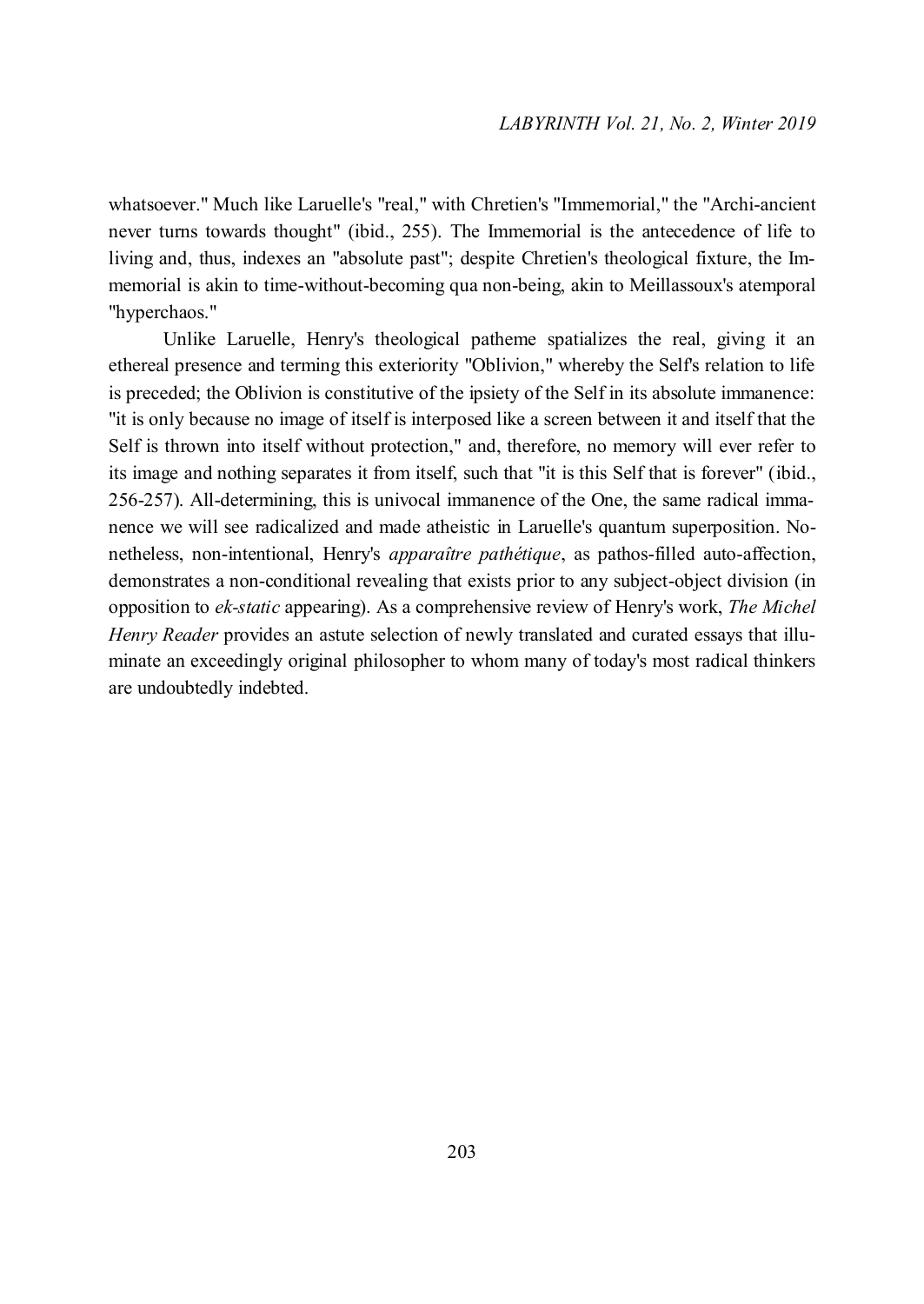whatsoever." Much like Laruelle's "real," with Chretien's "Immemorial," the "Archi-ancient never turns towards thought" (ibid., 255). The Immemorial is the antecedence of life to living and, thus, indexes an "absolute past"; despite Chretien's theological fixture, the Immemorial is akin to time-without-becoming qua non-being, akin to Meillassoux's atemporal "hyperchaos."

Unlike Laruelle, Henry's theological patheme spatializes the real, giving it an ethereal presence and terming this exteriority "Oblivion," whereby the Self's relation to life is preceded; the Oblivion is constitutive of the ipsiety of the Self in its absolute immanence: "it is only because no image of itself is interposed like a screen between it and itself that the Self is thrown into itself without protection," and, therefore, no memory will ever refer to its image and nothing separates it from itself, such that "it is this Self that is forever" (ibid., 256-257). All-determining, this is univocal immanence of the One, the same radical immanence we will see radicalized and made atheistic in Laruelle's quantum superposition. Nonetheless, non-intentional, Henry's *apparaître pathétique*, as pathos-filled auto-affection, demonstrates a non-conditional revealing that exists prior to any subject-object division (in opposition to *ek-static* appearing). As a comprehensive review of Henry's work, *The Michel Henry Reader* provides an astute selection of newly translated and curated essays that illuminate an exceedingly original philosopher to whom many of today's most radical thinkers are undoubtedly indebted.